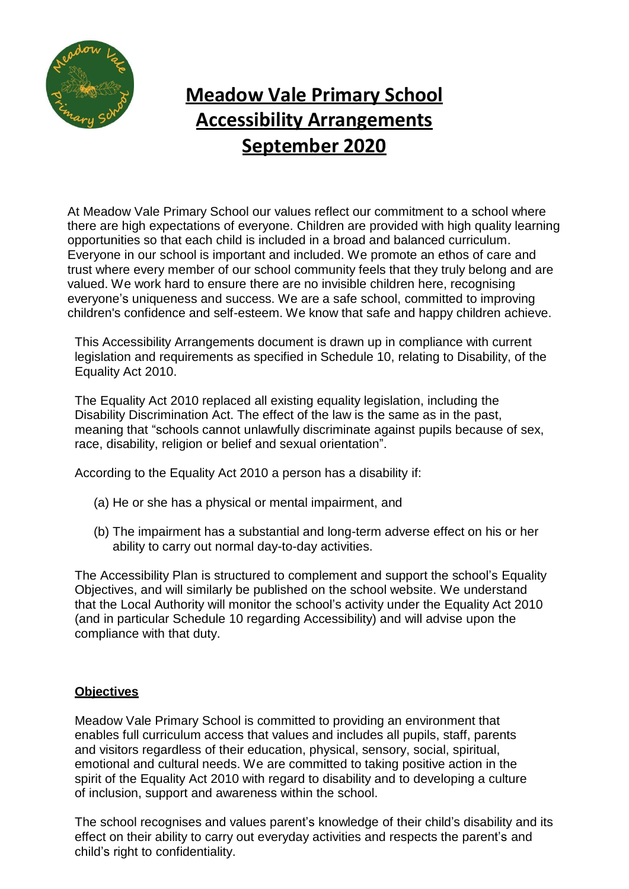# Meadow Vale Primary School Accessibility Arrangements September 2020

At Meadow Vale Primary School our values reflect our commitment to a school where there are high expectations of everyone. Children are provided with high quality learning opportunities so that each child is included in a broad and balanced curriculum. Everyone in our school is important and included. We promote an ethos of care and trust where every member of our school community feels that they truly belong and are valued. We work hard to ensure there are no invisible children here, recognising everyone's uniqueness and success. We are a safe school, committed to improving children's confidence and self-esteem. We know that safe and happy children achieve.

This Accessibility Arrangements document is drawn up in compliance with current legislation and requirements as specified in Schedule 10, relating to Disability, of the Equality Act 2010.

The Equality Act 2010 replaced all existing equality legislation, including the Disability Discrimination Act. The effect of the law is the same as in the past, meaning that "schools cannot unlawfully discriminate against pupils because of sex, race, disability, religion or belief and sexual orientation".

According to the Equality Act 2010 a person has a disability if:

(a) He or she has a physical or mental impairment, and

(b) The impairment has a substantial and long-term adverse effect on his or her ability to carry out normal day-to-day activities.

The Accessibility Plan is structured to complement and support the school's Equality Objectives, and will similarly be published on the school website. We understand that the Local Authority will monitor the school's activity under the Equality Act 2010 (and in particular Schedule 10 regarding Accessibility) and will advise upon the compliance with that duty.

## Objectives

Meadow Vale Primary School is committed to providing an environment that enables full curriculum access that values and includes all pupils, staff, parents and visitors regardless of their education, physical, sensory, social, spiritual, emotional and cultural needs. We are committed to taking positive action in the spirit of the Equality Act 2010 with regard to disability and to developing a culture of inclusion, support and awareness within the school.

The school recognises and values parent's knowledge of their child's disability and its effect on their ability to carry out everyday activities and respects the parent's and child's right to confidentiality.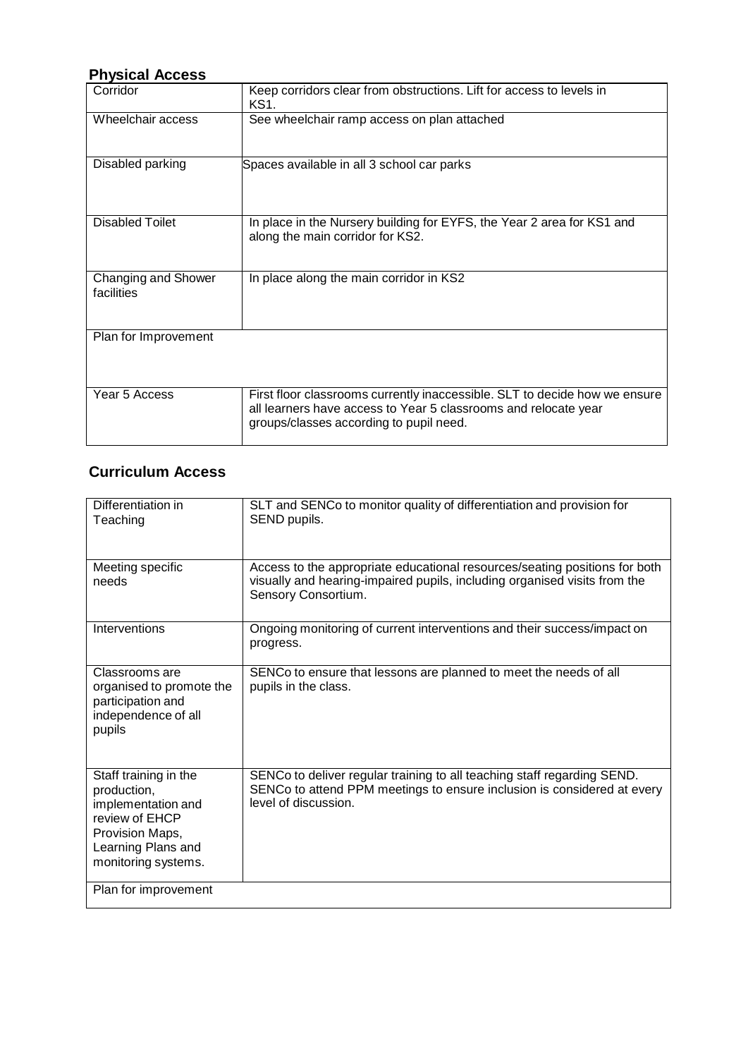## Physical Access

| Corridor | Keep corridors clear from obstructions. Lift for access to levels in KS1. |
|---|---|
| Wheelchair access | See wheelchair ramp access on plan attached |
| Disabled parking | Spaces available in all 3 school car parks |
| Disabled Toilet | In place in the Nursery building for EYFS, the Year 2 area for KS1 and along the main corridor for KS2. |
| Changing and Shower facilities | In place along the main corridor in KS2 |
| Plan for Improvement | |
| Year 5 Access | First floor classrooms currently inaccessible. SLT to decide how we ensure all learners have access to Year 5 classrooms and relocate year groups/classes according to pupil need. |

## Curriculum Access

| Differentiation in Teaching | SLT and SENCo to monitor quality of differentiation and provision for SEND pupils. |
|---|---|
| Meeting specific needs | Access to the appropriate educational resources/seating positions for both visually and hearing-impaired pupils, including organised visits from the Sensory Consortium. |
| Interventions | Ongoing monitoring of current interventions and their success/impact on progress. |
| Classrooms are organised to promote the participation and independence of all pupils | SENCo to ensure that lessons are planned to meet the needs of all pupils in the class. |
| Staff training in the production, implementation and review of EHCP Provision Maps, Learning Plans and monitoring systems. | SENCo to deliver regular training to all teaching staff regarding SEND. SENCo to attend PPM meetings to ensure inclusion is considered at every level of discussion. |
| Plan for improvement | |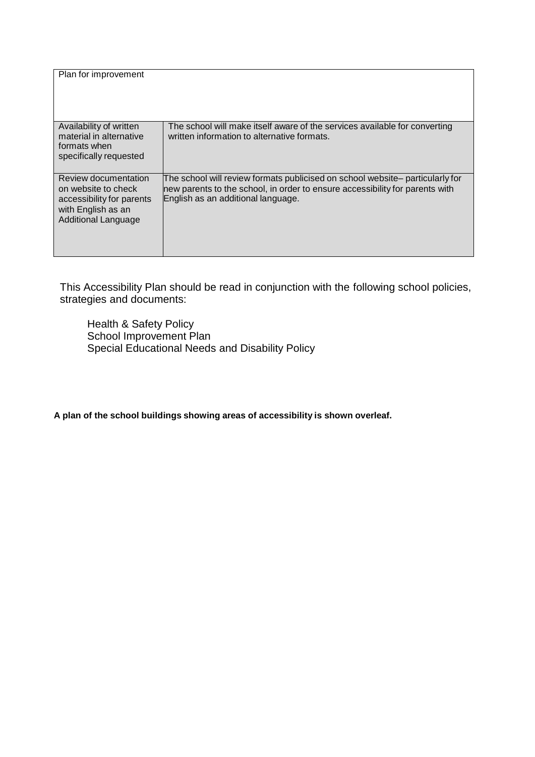| Plan for improvement | |
|---|---|
| Availability of written material in alternative formats when specifically requested | The school will make itself aware of the services available for converting written information to alternative formats. |
| Review documentation on website to check accessibility for parents with English as an Additional Language | The school will review formats publicised on school website– particularly for new parents to the school, in order to ensure accessibility for parents with English as an additional language. |

This Accessibility Plan should be read in conjunction with the following school policies, strategies and documents:

- Health & Safety Policy
- School Improvement Plan
- Special Educational Needs and Disability Policy

**A plan of the school buildings showing areas of accessibility is shown overleaf.**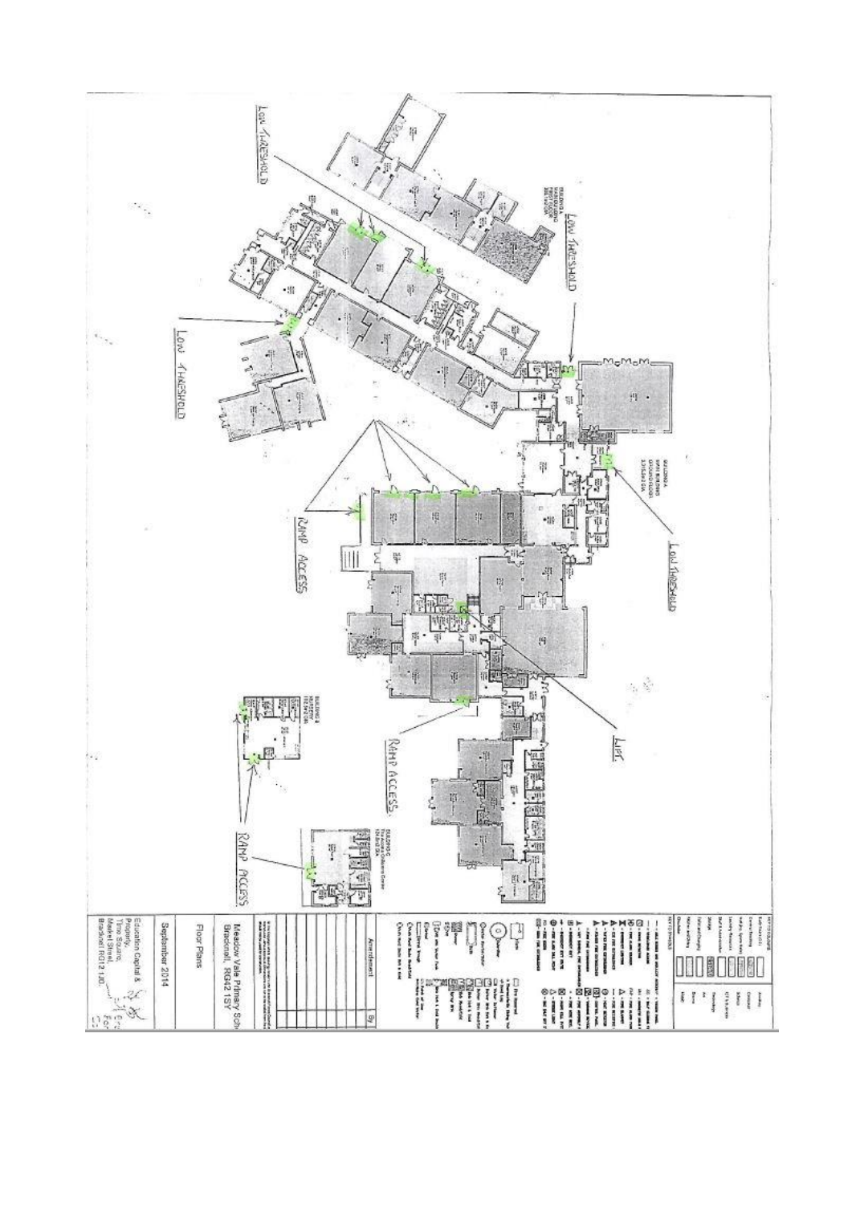LOW THRESHOLD

LOW THRESHOLD

LOW THRESHOLD

LOW THRESHOLD

RAMP ACCESS

LIFT

RAMP ACCESS

RAMP ACCESS

RAMP ACCESS

Meadow Vale Primary School
Bracknell, RG42 1SY

Floor Plans

September 2014

Education Capital & Property,
Time Square,
Market Street,
Bracknell RG12 1JD